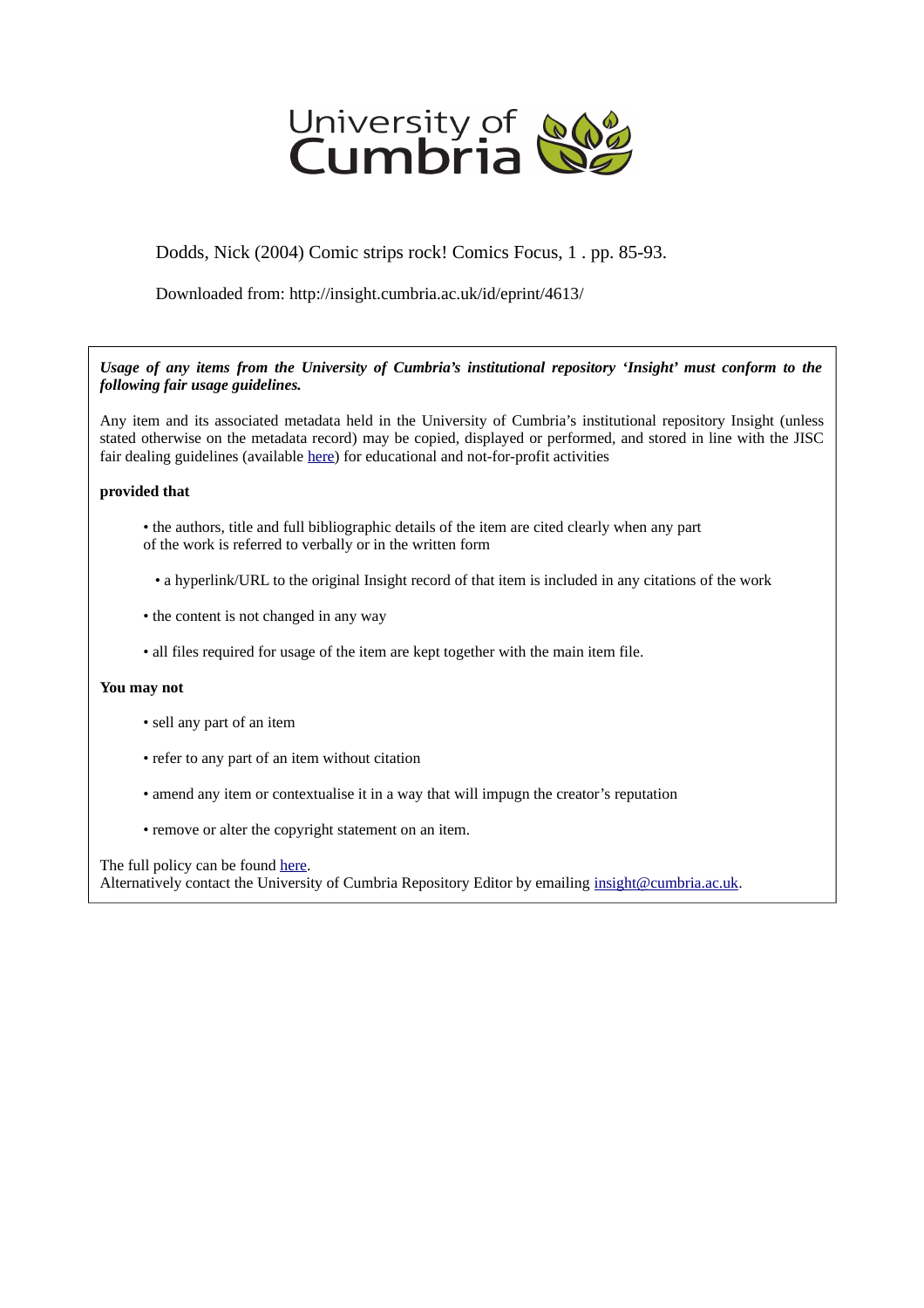University of Cumbria

Dodds, Nick (2004) Comic strips rock! Comics Focus, 1 . pp. 85-93.

Downloaded from: http://insight.cumbria.ac.uk/id/eprint/4613/

***Usage of any items from the University of Cumbria's institutional repository 'Insight' must conform to the following fair usage guidelines.***

Any item and its associated metadata held in the University of Cumbria's institutional repository Insight (unless stated otherwise on the metadata record) may be copied, displayed or performed, and stored in line with the JISC fair dealing guidelines (available here) for educational and not-for-profit activities

**provided that**

- the authors, title and full bibliographic details of the item are cited clearly when any part of the work is referred to verbally or in the written form
- a hyperlink/URL to the original Insight record of that item is included in any citations of the work
- the content is not changed in any way
- all files required for usage of the item are kept together with the main item file.

**You may not**

- sell any part of an item
- refer to any part of an item without citation
- amend any item or contextualise it in a way that will impugn the creator's reputation
- remove or alter the copyright statement on an item.

The full policy can be found here.
Alternatively contact the University of Cumbria Repository Editor by emailing insight@cumbria.ac.uk.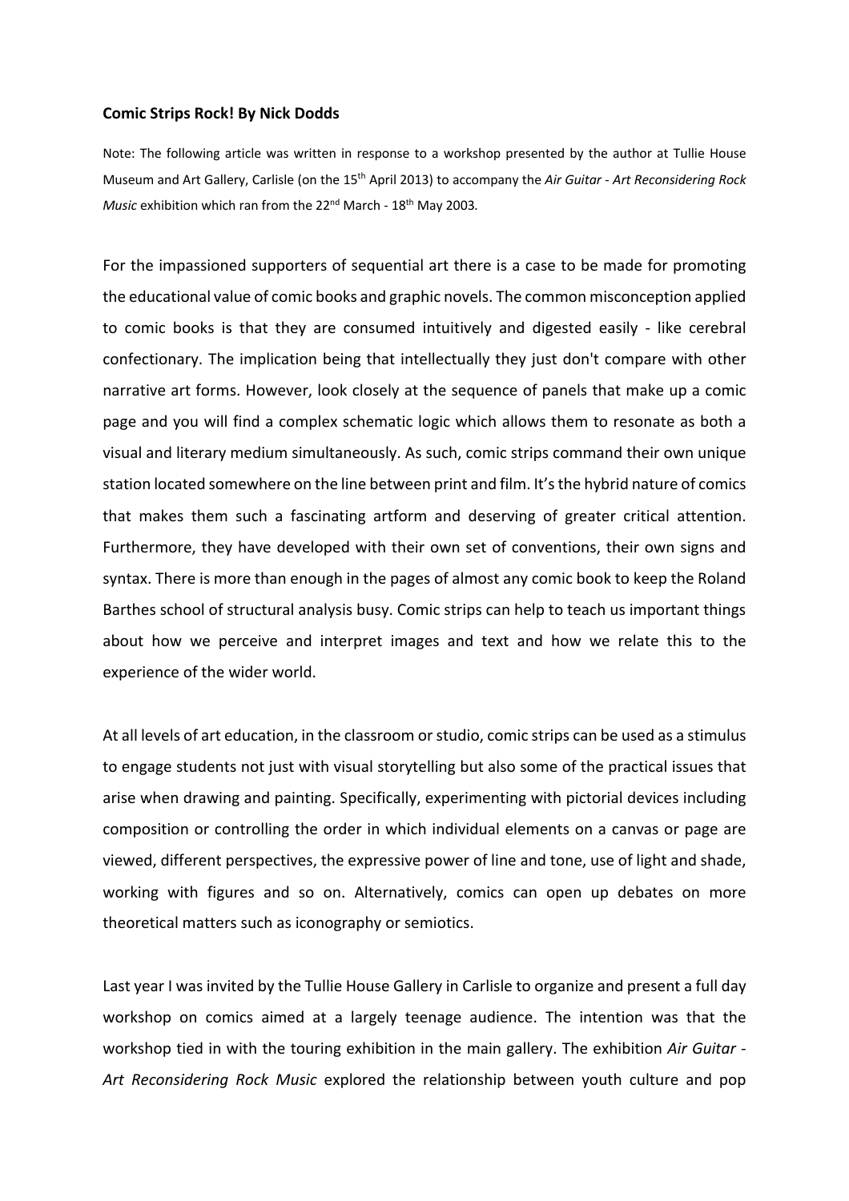**Comic Strips Rock! By Nick Dodds**

Note: The following article was written in response to a workshop presented by the author at Tullie House Museum and Art Gallery, Carlisle (on the 15th April 2013) to accompany the *Air Guitar - Art Reconsidering Rock Music* exhibition which ran from the 22nd March - 18th May 2003.

For the impassioned supporters of sequential art there is a case to be made for promoting the educational value of comic books and graphic novels. The common misconception applied to comic books is that they are consumed intuitively and digested easily - like cerebral confectionary. The implication being that intellectually they just don't compare with other narrative art forms. However, look closely at the sequence of panels that make up a comic page and you will find a complex schematic logic which allows them to resonate as both a visual and literary medium simultaneously. As such, comic strips command their own unique station located somewhere on the line between print and film. It's the hybrid nature of comics that makes them such a fascinating artform and deserving of greater critical attention. Furthermore, they have developed with their own set of conventions, their own signs and syntax. There is more than enough in the pages of almost any comic book to keep the Roland Barthes school of structural analysis busy. Comic strips can help to teach us important things about how we perceive and interpret images and text and how we relate this to the experience of the wider world.

At all levels of art education, in the classroom or studio, comic strips can be used as a stimulus to engage students not just with visual storytelling but also some of the practical issues that arise when drawing and painting. Specifically, experimenting with pictorial devices including composition or controlling the order in which individual elements on a canvas or page are viewed, different perspectives, the expressive power of line and tone, use of light and shade, working with figures and so on. Alternatively, comics can open up debates on more theoretical matters such as iconography or semiotics.

Last year I was invited by the Tullie House Gallery in Carlisle to organize and present a full day workshop on comics aimed at a largely teenage audience. The intention was that the workshop tied in with the touring exhibition in the main gallery. The exhibition *Air Guitar - Art Reconsidering Rock Music* explored the relationship between youth culture and pop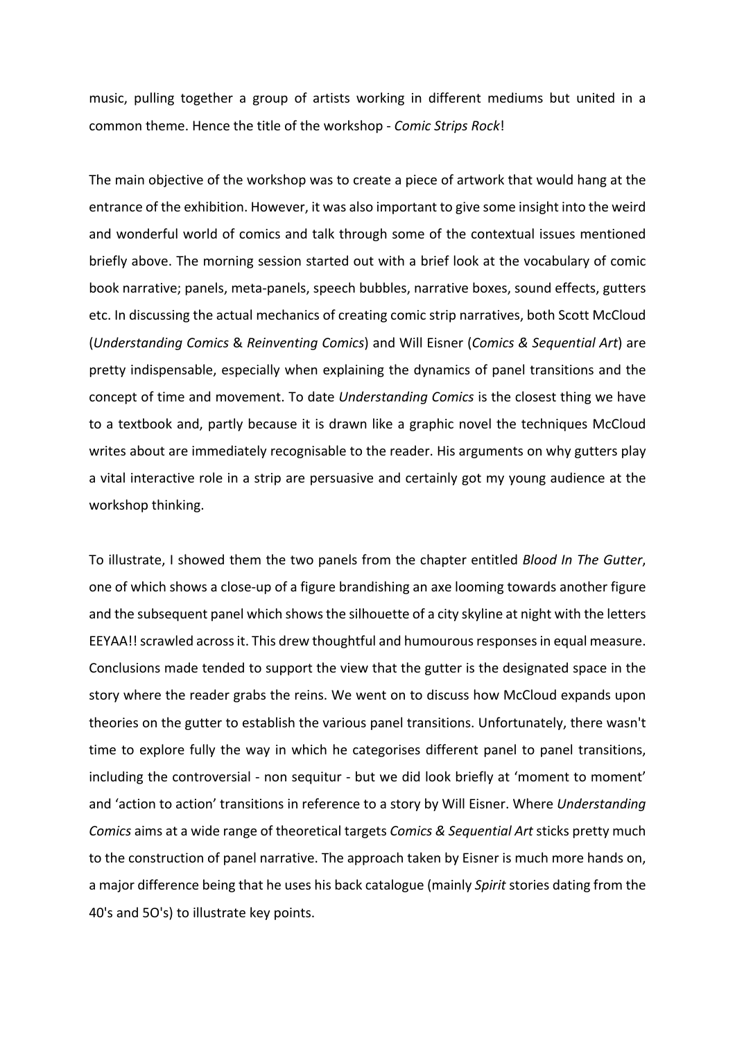music, pulling together a group of artists working in different mediums but united in a common theme. Hence the title of the workshop - *Comic Strips Rock*!

The main objective of the workshop was to create a piece of artwork that would hang at the entrance of the exhibition. However, it was also important to give some insight into the weird and wonderful world of comics and talk through some of the contextual issues mentioned briefly above. The morning session started out with a brief look at the vocabulary of comic book narrative; panels, meta-panels, speech bubbles, narrative boxes, sound effects, gutters etc. In discussing the actual mechanics of creating comic strip narratives, both Scott McCloud (*Understanding Comics* & *Reinventing Comics*) and Will Eisner (*Comics & Sequential Art*) are pretty indispensable, especially when explaining the dynamics of panel transitions and the concept of time and movement. To date *Understanding Comics* is the closest thing we have to a textbook and, partly because it is drawn like a graphic novel the techniques McCloud writes about are immediately recognisable to the reader. His arguments on why gutters play a vital interactive role in a strip are persuasive and certainly got my young audience at the workshop thinking.

To illustrate, I showed them the two panels from the chapter entitled *Blood In The Gutter*, one of which shows a close-up of a figure brandishing an axe looming towards another figure and the subsequent panel which shows the silhouette of a city skyline at night with the letters EEYAA!! scrawled across it. This drew thoughtful and humourous responses in equal measure. Conclusions made tended to support the view that the gutter is the designated space in the story where the reader grabs the reins. We went on to discuss how McCloud expands upon theories on the gutter to establish the various panel transitions. Unfortunately, there wasn't time to explore fully the way in which he categorises different panel to panel transitions, including the controversial - non sequitur - but we did look briefly at 'moment to moment' and 'action to action' transitions in reference to a story by Will Eisner. Where *Understanding Comics* aims at a wide range of theoretical targets *Comics & Sequential Art* sticks pretty much to the construction of panel narrative. The approach taken by Eisner is much more hands on, a major difference being that he uses his back catalogue (mainly *Spirit* stories dating from the 40's and 5O's) to illustrate key points.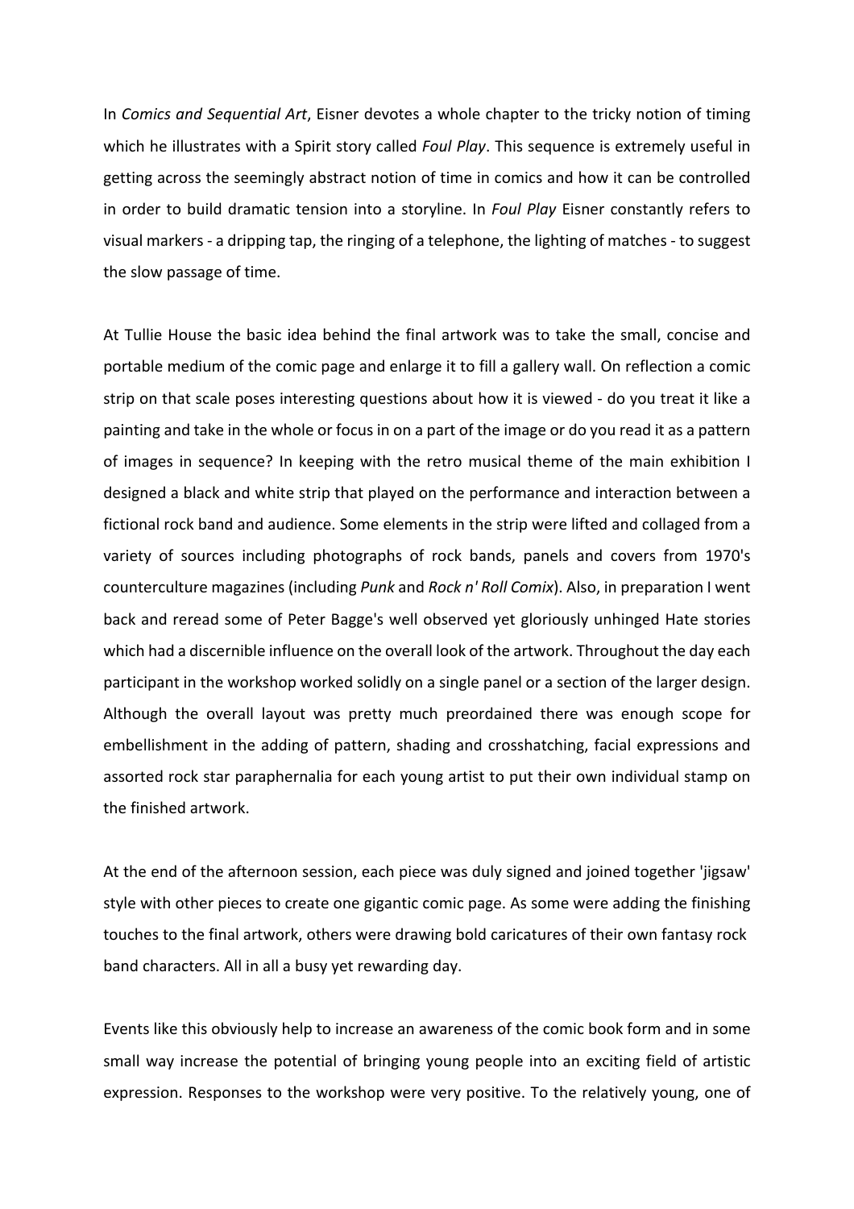In *Comics and Sequential Art*, Eisner devotes a whole chapter to the tricky notion of timing which he illustrates with a Spirit story called *Foul Play*. This sequence is extremely useful in getting across the seemingly abstract notion of time in comics and how it can be controlled in order to build dramatic tension into a storyline. In *Foul Play* Eisner constantly refers to visual markers - a dripping tap, the ringing of a telephone, the lighting of matches - to suggest the slow passage of time.

At Tullie House the basic idea behind the final artwork was to take the small, concise and portable medium of the comic page and enlarge it to fill a gallery wall. On reflection a comic strip on that scale poses interesting questions about how it is viewed - do you treat it like a painting and take in the whole or focus in on a part of the image or do you read it as a pattern of images in sequence? In keeping with the retro musical theme of the main exhibition I designed a black and white strip that played on the performance and interaction between a fictional rock band and audience. Some elements in the strip were lifted and collaged from a variety of sources including photographs of rock bands, panels and covers from 1970's counterculture magazines (including *Punk* and *Rock n' Roll Comix*). Also, in preparation I went back and reread some of Peter Bagge's well observed yet gloriously unhinged Hate stories which had a discernible influence on the overall look of the artwork. Throughout the day each participant in the workshop worked solidly on a single panel or a section of the larger design. Although the overall layout was pretty much preordained there was enough scope for embellishment in the adding of pattern, shading and crosshatching, facial expressions and assorted rock star paraphernalia for each young artist to put their own individual stamp on the finished artwork.

At the end of the afternoon session, each piece was duly signed and joined together 'jigsaw' style with other pieces to create one gigantic comic page. As some were adding the finishing touches to the final artwork, others were drawing bold caricatures of their own fantasy rock band characters. All in all a busy yet rewarding day.

Events like this obviously help to increase an awareness of the comic book form and in some small way increase the potential of bringing young people into an exciting field of artistic expression. Responses to the workshop were very positive. To the relatively young, one of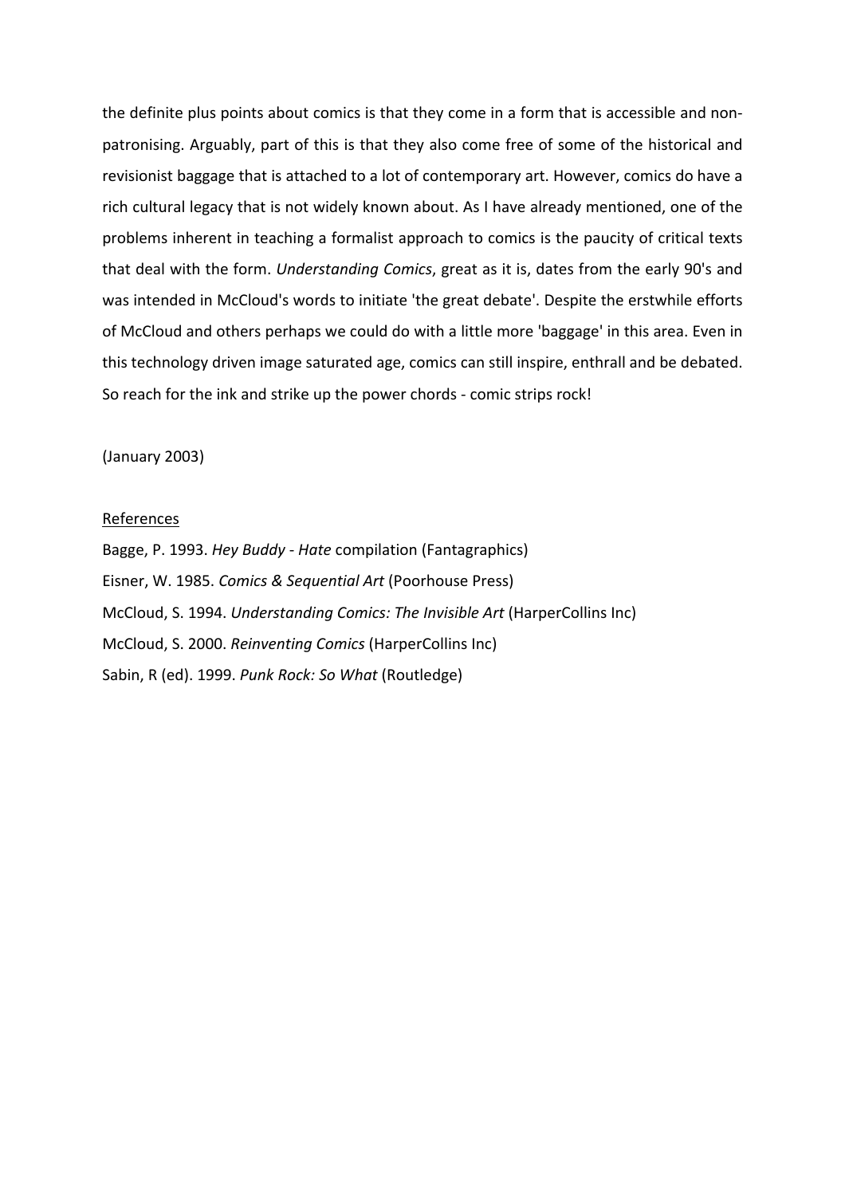the definite plus points about comics is that they come in a form that is accessible and non-patronising. Arguably, part of this is that they also come free of some of the historical and revisionist baggage that is attached to a lot of contemporary art. However, comics do have a rich cultural legacy that is not widely known about. As I have already mentioned, one of the problems inherent in teaching a formalist approach to comics is the paucity of critical texts that deal with the form. *Understanding Comics*, great as it is, dates from the early 90's and was intended in McCloud's words to initiate 'the great debate'. Despite the erstwhile efforts of McCloud and others perhaps we could do with a little more 'baggage' in this area. Even in this technology driven image saturated age, comics can still inspire, enthrall and be debated. So reach for the ink and strike up the power chords - comic strips rock!

(January 2003)

<u>References</u>

Bagge, P. 1993. *Hey Buddy - Hate* compilation (Fantagraphics)

Eisner, W. 1985. *Comics & Sequential Art* (Poorhouse Press)

McCloud, S. 1994. *Understanding Comics: The Invisible Art* (HarperCollins Inc)

McCloud, S. 2000. *Reinventing Comics* (HarperCollins Inc)

Sabin, R (ed). 1999. *Punk Rock: So What* (Routledge)